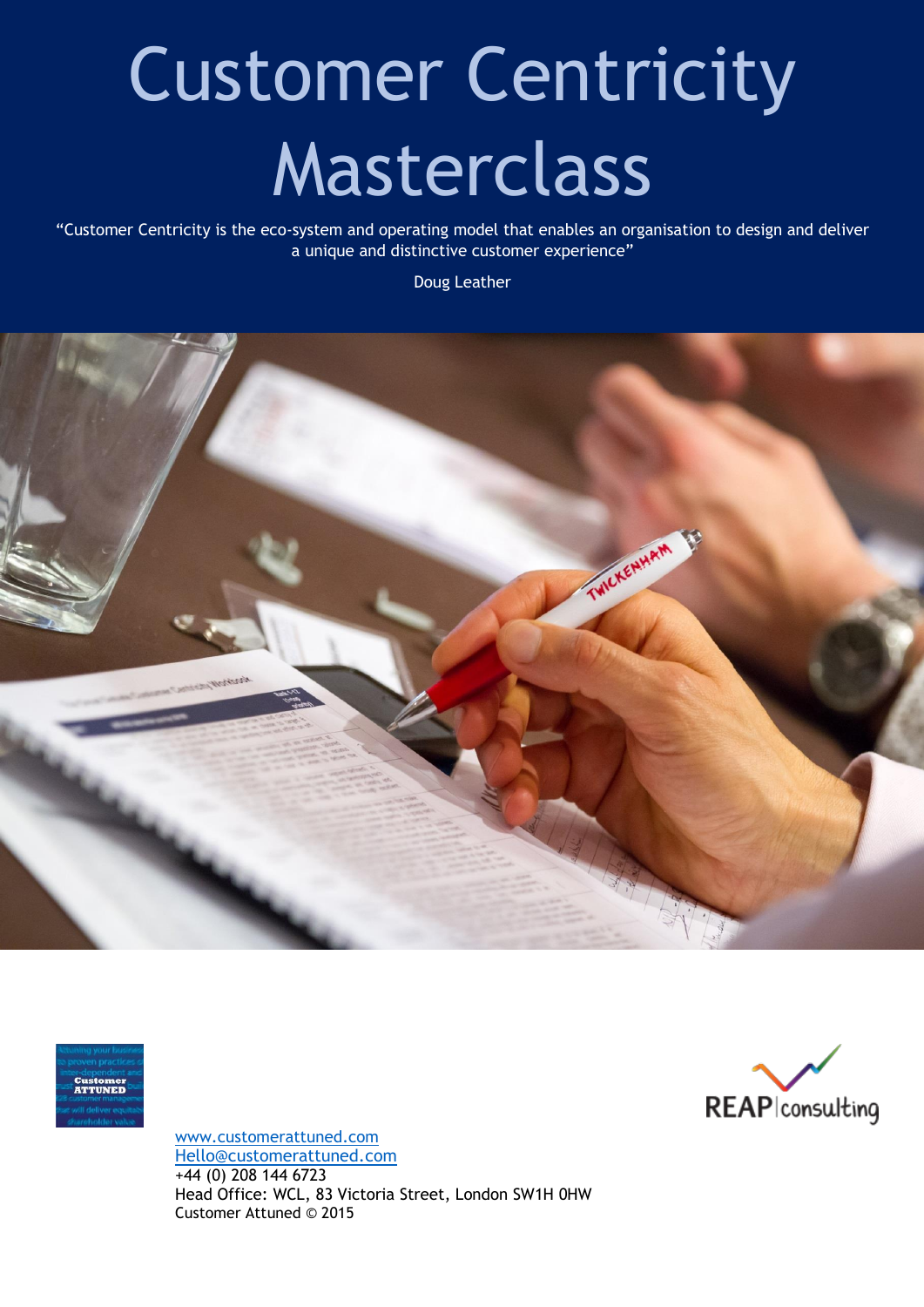# Customer Centricity Masterclass

"Customer Centricity is the eco-system and operating model that enables an organisation to design and deliver a unique and distinctive customer experience"

Doug Leather

www.customerattuned.com
Hello@customerattuned.com
+44 (0) 208 144 6723
Head Office: WCL, 83 Victoria Street, London SW1H 0HW
Customer Attuned © 2015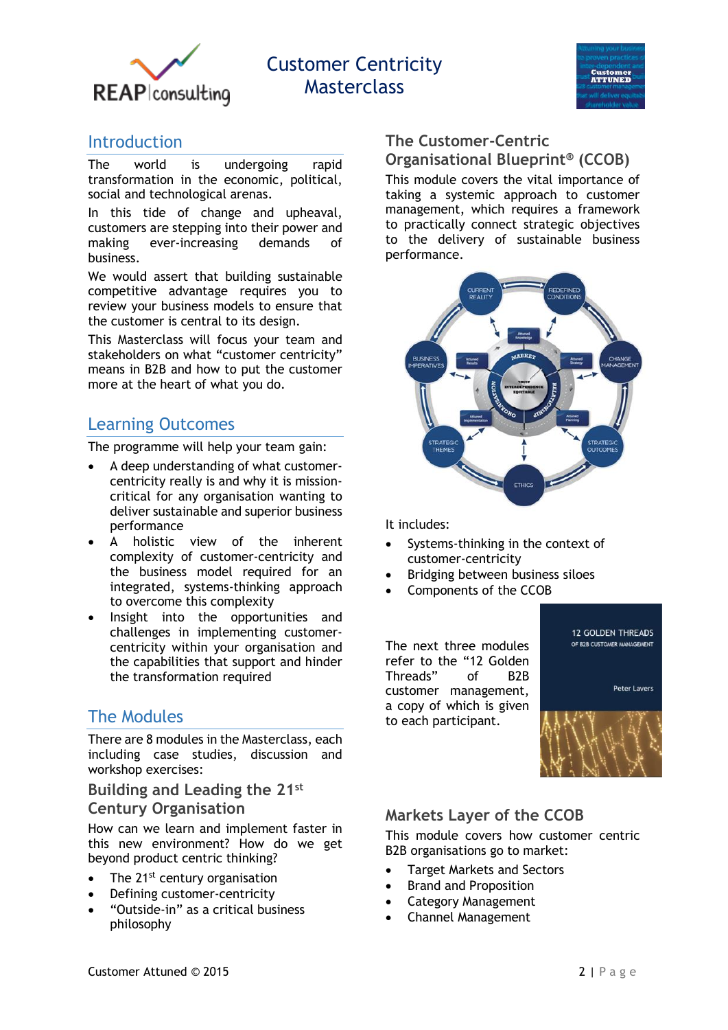# Customer Centricity Masterclass

## Introduction

The world is undergoing rapid transformation in the economic, political, social and technological arenas.

In this tide of change and upheaval, customers are stepping into their power and making ever-increasing demands of business.

We would assert that building sustainable competitive advantage requires you to review your business models to ensure that the customer is central to its design.

This Masterclass will focus your team and stakeholders on what "customer centricity" means in B2B and how to put the customer more at the heart of what you do.

## Learning Outcomes

The programme will help your team gain:

- A deep understanding of what customer-centricity really is and why it is mission-critical for any organisation wanting to deliver sustainable and superior business performance
- A holistic view of the inherent complexity of customer-centricity and the business model required for an integrated, systems-thinking approach to overcome this complexity
- Insight into the opportunities and challenges in implementing customer-centricity within your organisation and the capabilities that support and hinder the transformation required

## The Modules

There are 8 modules in the Masterclass, each including case studies, discussion and workshop exercises:

### Building and Leading the 21st Century Organisation

How can we learn and implement faster in this new environment? How do we get beyond product centric thinking?

- The 21st century organisation
- Defining customer-centricity
- "Outside-in" as a critical business philosophy

### The Customer-Centric Organisational Blueprint® (CCOB)

This module covers the vital importance of taking a systemic approach to customer management, which requires a framework to practically connect strategic objectives to the delivery of sustainable business performance.

It includes:

- Systems-thinking in the context of customer-centricity
- Bridging between business siloes
- Components of the CCOB

The next three modules refer to the "12 Golden Threads" of B2B customer management, a copy of which is given to each participant.

### Markets Layer of the CCOB

This module covers how customer centric B2B organisations go to market:

- Target Markets and Sectors
- Brand and Proposition
- Category Management
- Channel Management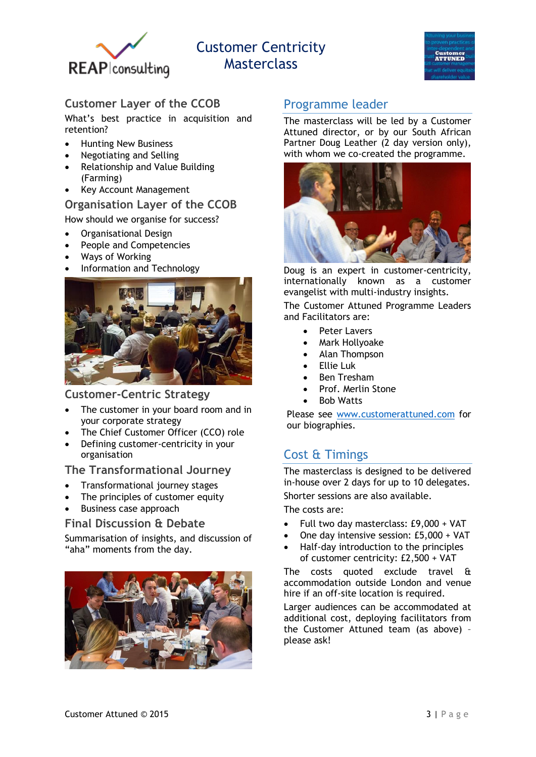# Customer Centricity Masterclass

## Customer Layer of the CCOB

What's best practice in acquisition and retention?

- Hunting New Business
- Negotiating and Selling
- Relationship and Value Building (Farming)
- Key Account Management

## Organisation Layer of the CCOB

How should we organise for success?

- Organisational Design
- People and Competencies
- Ways of Working
- Information and Technology

## Customer-Centric Strategy

- The customer in your board room and in your corporate strategy
- The Chief Customer Officer (CCO) role
- Defining customer-centricity in your organisation

## The Transformational Journey

- Transformational journey stages
- The principles of customer equity
- Business case approach

## Final Discussion & Debate

Summarisation of insights, and discussion of "aha" moments from the day.

## Programme leader

The masterclass will be led by a Customer Attuned director, or by our South African Partner Doug Leather (2 day version only), with whom we co-created the programme.

Doug is an expert in customer-centricity, internationally known as a customer evangelist with multi-industry insights.

The Customer Attuned Programme Leaders and Facilitators are:

- Peter Lavers
- Mark Hollyoake
- Alan Thompson
- Ellie Luk
- Ben Tresham
- Prof. Merlin Stone
- Bob Watts

Please see www.customerattuned.com for our biographies.

## Cost & Timings

The masterclass is designed to be delivered in-house over 2 days for up to 10 delegates.

Shorter sessions are also available.

The costs are:

- Full two day masterclass: £9,000 + VAT
- One day intensive session: £5,000 + VAT
- Half-day introduction to the principles of customer centricity: £2,500 + VAT

The costs quoted exclude travel & accommodation outside London and venue hire if an off-site location is required.

Larger audiences can be accommodated at additional cost, deploying facilitators from the Customer Attuned team (as above) – please ask!

Customer Attuned © 2015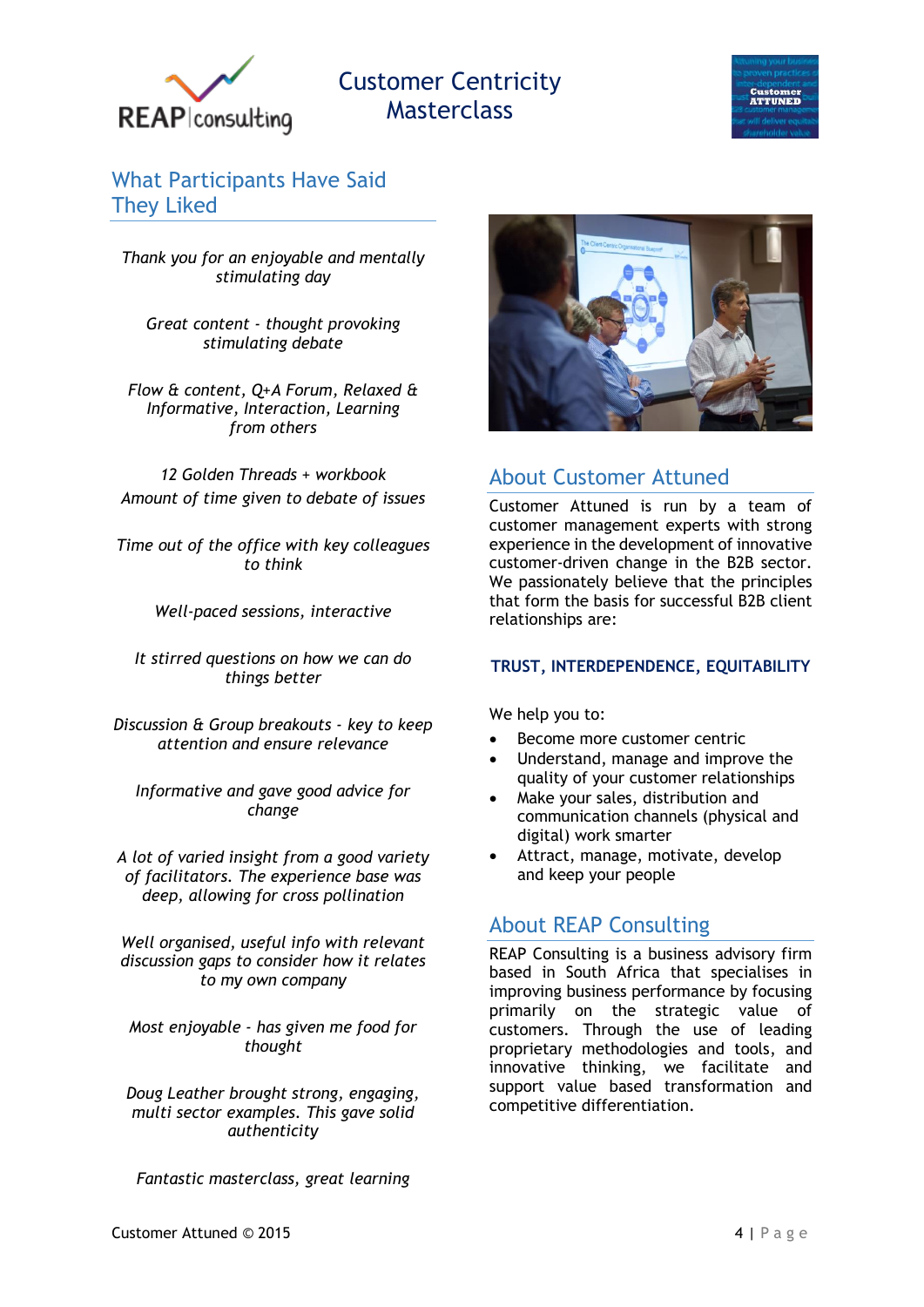# Customer Centricity Masterclass

## What Participants Have Said They Liked

*Thank you for an enjoyable and mentally stimulating day*

*Great content - thought provoking stimulating debate*

*Flow & content, Q+A Forum, Relaxed & Informative, Interaction, Learning from others*

*12 Golden Threads + workbook*
*Amount of time given to debate of issues*

*Time out of the office with key colleagues to think*

*Well-paced sessions, interactive*

*It stirred questions on how we can do things better*

*Discussion & Group breakouts - key to keep attention and ensure relevance*

*Informative and gave good advice for change*

*A lot of varied insight from a good variety of facilitators. The experience base was deep, allowing for cross pollination*

*Well organised, useful info with relevant discussion gaps to consider how it relates to my own company*

*Most enjoyable - has given me food for thought*

*Doug Leather brought strong, engaging, multi sector examples. This gave solid authenticity*

*Fantastic masterclass, great learning*

## About Customer Attuned

Customer Attuned is run by a team of customer management experts with strong experience in the development of innovative customer-driven change in the B2B sector. We passionately believe that the principles that form the basis for successful B2B client relationships are:

**TRUST, INTERDEPENDENCE, EQUITABILITY**

We help you to:

- Become more customer centric
- Understand, manage and improve the quality of your customer relationships
- Make your sales, distribution and communication channels (physical and digital) work smarter
- Attract, manage, motivate, develop and keep your people

## About REAP Consulting

REAP Consulting is a business advisory firm based in South Africa that specialises in improving business performance by focusing primarily on the strategic value of customers. Through the use of leading proprietary methodologies and tools, and innovative thinking, we facilitate and support value based transformation and competitive differentiation.

Customer Attuned © 2015